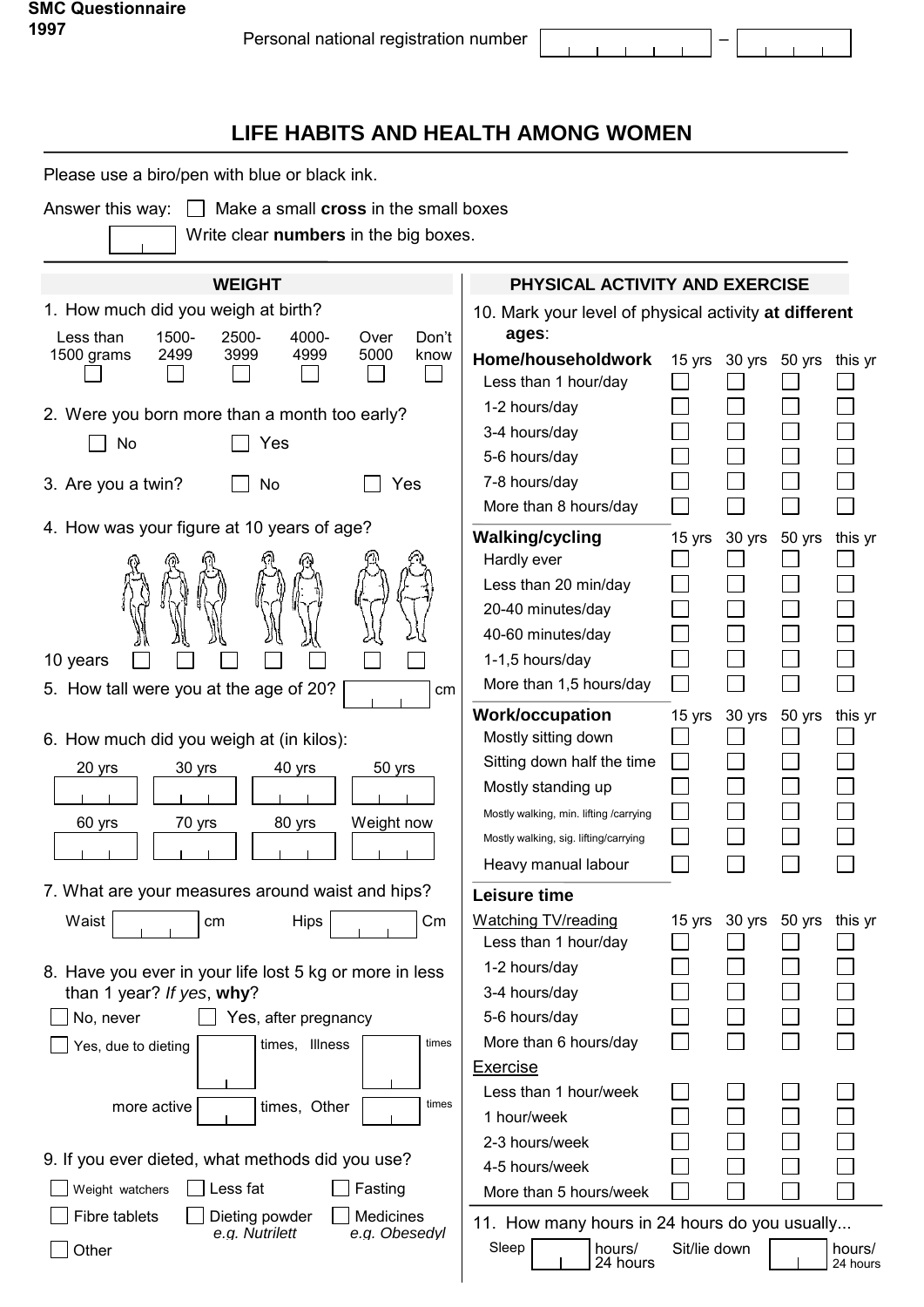**SMC Questionnaire 1997**

Personal national registration number [ ] – [ ]

# LIFE HABITS AND HEALTH AMONG WOMEN

Please use a biro/pen with blue or black ink.

Answer this way: ☐ Make a small **cross** in the small boxes

[ ] Write clear **numbers** in the big boxes.

## WEIGHT

1. How much did you weigh at birth?

| Less than 1500 grams | 1500-2499 | 2500-3999 | 4000-4999 | Over 5000 | Don't know |
|---|---|---|---|---|---|
| ☐ | ☐ | ☐ | ☐ | ☐ | ☐ |

2. Were you born more than a month too early?

☐ No ☐ Yes

3. Are you a twin? ☐ No ☐ Yes

4. How was your figure at 10 years of age?

10 years ☐ ☐ ☐ ☐ ☐ ☐ ☐

5. How tall were you at the age of 20? [ ] cm

6. How much did you weigh at (in kilos):

| 20 yrs | 30 yrs | 40 yrs | 50 yrs |
|---|---|---|---|
| [ ] | [ ] | [ ] | [ ] |

| 60 yrs | 70 yrs | 80 yrs | Weight now |
|---|---|---|---|
| [ ] | [ ] | [ ] | [ ] |

7. What are your measures around waist and hips?

Waist [ ] cm Hips [ ] Cm

8. Have you ever in your life lost 5 kg or more in less than 1 year? *If yes*, **why**?

☐ No, never ☐ Yes, after pregnancy

☐ Yes, due to dieting [ ] times, Illness [ ] times

more active [ ] times, Other [ ] times

9. If you ever dieted, what methods did you use?

☐ Weight watchers ☐ Less fat ☐ Fasting

☐ Fibre tablets ☐ Dieting powder *e.g. Nutrilett* ☐ Medicines *e.g. Obesedyl*

☐ Other

## PHYSICAL ACTIVITY AND EXERCISE

10. Mark your level of physical activity **at different ages**:

| **Home/householdwork** | 15 yrs | 30 yrs | 50 yrs | this yr |
|---|---|---|---|---|
| Less than 1 hour/day | ☐ | ☐ | ☐ | ☐ |
| 1-2 hours/day | ☐ | ☐ | ☐ | ☐ |
| 3-4 hours/day | ☐ | ☐ | ☐ | ☐ |
| 5-6 hours/day | ☐ | ☐ | ☐ | ☐ |
| 7-8 hours/day | ☐ | ☐ | ☐ | ☐ |
| More than 8 hours/day | ☐ | ☐ | ☐ | ☐ |

| **Walking/cycling** | 15 yrs | 30 yrs | 50 yrs | this yr |
|---|---|---|---|---|
| Hardly ever | ☐ | ☐ | ☐ | ☐ |
| Less than 20 min/day | ☐ | ☐ | ☐ | ☐ |
| 20-40 minutes/day | ☐ | ☐ | ☐ | ☐ |
| 40-60 minutes/day | ☐ | ☐ | ☐ | ☐ |
| 1-1,5 hours/day | ☐ | ☐ | ☐ | ☐ |
| More than 1,5 hours/day | ☐ | ☐ | ☐ | ☐ |

| **Work/occupation** | 15 yrs | 30 yrs | 50 yrs | this yr |
|---|---|---|---|---|
| Mostly sitting down | ☐ | ☐ | ☐ | ☐ |
| Sitting down half the time | ☐ | ☐ | ☐ | ☐ |
| Mostly standing up | ☐ | ☐ | ☐ | ☐ |
| Mostly walking, min. lifting /carrying | ☐ | ☐ | ☐ | ☐ |
| Mostly walking, sig. lifting/carrying | ☐ | ☐ | ☐ | ☐ |
| Heavy manual labour | ☐ | ☐ | ☐ | ☐ |

**Leisure time**

| Watching TV/reading | 15 yrs | 30 yrs | 50 yrs | this yr |
|---|---|---|---|---|
| Less than 1 hour/day | ☐ | ☐ | ☐ | ☐ |
| 1-2 hours/day | ☐ | ☐ | ☐ | ☐ |
| 3-4 hours/day | ☐ | ☐ | ☐ | ☐ |
| 5-6 hours/day | ☐ | ☐ | ☐ | ☐ |
| More than 6 hours/day | ☐ | ☐ | ☐ | ☐ |
| **Exercise** | | | | |
| Less than 1 hour/week | ☐ | ☐ | ☐ | ☐ |
| 1 hour/week | ☐ | ☐ | ☐ | ☐ |
| 2-3 hours/week | ☐ | ☐ | ☐ | ☐ |
| 4-5 hours/week | ☐ | ☐ | ☐ | ☐ |
| More than 5 hours/week | ☐ | ☐ | ☐ | ☐ |

11. How many hours in 24 hours do you usually...

Sleep [ ] hours/ 24 hours Sit/lie down [ ] hours/ 24 hours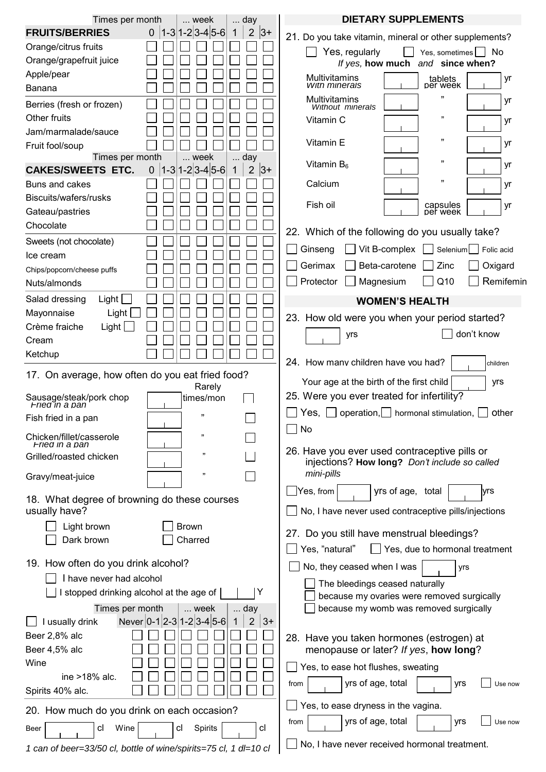## FRUITS/BERRIES

| FRUITS/BERRIES | Times per month 0 | 1-3 | ... week 1-2 | 3-4 | 5-6 | ... day 1 | 2 | 3+ |
|---|---|---|---|---|---|---|---|---|
| Orange/citrus fruits | ☐ | ☐ | ☐ | ☐ | ☐ | ☐ | ☐ | ☐ |
| Orange/grapefruit juice | ☐ | ☐ | ☐ | ☐ | ☐ | ☐ | ☐ | ☐ |
| Apple/pear | ☐ | ☐ | ☐ | ☐ | ☐ | ☐ | ☐ | ☐ |
| Banana | ☐ | ☐ | ☐ | ☐ | ☐ | ☐ | ☐ | ☐ |
| Berries (fresh or frozen) | ☐ | ☐ | ☐ | ☐ | ☐ | ☐ | ☐ | ☐ |
| Other fruits | ☐ | ☐ | ☐ | ☐ | ☐ | ☐ | ☐ | ☐ |
| Jam/marmalade/sauce | ☐ | ☐ | ☐ | ☐ | ☐ | ☐ | ☐ | ☐ |
| Fruit fool/soup | ☐ | ☐ | ☐ | ☐ | ☐ | ☐ | ☐ | ☐ |

## CAKES/SWEETS ETC.

| CAKES/SWEETS ETC. | Times per month 0 | 1-3 | ... week 1-2 | 3-4 | 5-6 | ... day 1 | 2 | 3+ |
|---|---|---|---|---|---|---|---|---|
| Buns and cakes | ☐ | ☐ | ☐ | ☐ | ☐ | ☐ | ☐ | ☐ |
| Biscuits/wafers/rusks | ☐ | ☐ | ☐ | ☐ | ☐ | ☐ | ☐ | ☐ |
| Gateau/pastries | ☐ | ☐ | ☐ | ☐ | ☐ | ☐ | ☐ | ☐ |
| Chocolate | ☐ | ☐ | ☐ | ☐ | ☐ | ☐ | ☐ | ☐ |
| Sweets (not chocolate) | ☐ | ☐ | ☐ | ☐ | ☐ | ☐ | ☐ | ☐ |
| Ice cream | ☐ | ☐ | ☐ | ☐ | ☐ | ☐ | ☐ | ☐ |
| Chips/popcorn/cheese puffs | ☐ | ☐ | ☐ | ☐ | ☐ | ☐ | ☐ | ☐ |
| Nuts/almonds | ☐ | ☐ | ☐ | ☐ | ☐ | ☐ | ☐ | ☐ |
| Salad dressing Light ☐ | ☐ | ☐ | ☐ | ☐ | ☐ | ☐ | ☐ | ☐ |
| Mayonnaise Light ☐ | ☐ | ☐ | ☐ | ☐ | ☐ | ☐ | ☐ | ☐ |
| Crème fraiche Light ☐ | ☐ | ☐ | ☐ | ☐ | ☐ | ☐ | ☐ | ☐ |
| Cream | ☐ | ☐ | ☐ | ☐ | ☐ | ☐ | ☐ | ☐ |
| Ketchup | ☐ | ☐ | ☐ | ☐ | ☐ | ☐ | ☐ | ☐ |

17. On average, how often do you eat fried food?

| | times/mon | Rarely |
|---|---|---|
| Sausage/steak/pork chop *Fried in a pan* | ☐ times/mon | ☐ |
| Fish fried in a pan | ☐ " | ☐ |
| Chicken/fillet/casserole *Fried in a pan* | ☐ " | ☐ |
| Grilled/roasted chicken | ☐ " | ☐ |
| Gravy/meat-juice | ☐ " | ☐ |

18. What degree of browning do these courses usually have?

☐ Light brown ☐ Brown
☐ Dark brown ☐ Charred

19. How often do you drink alcohol?

☐ I have never had alcohol
☐ I stopped drinking alcohol at the age of ☐ Y

| ☐ I usually drink | Times per month Never | 0-1 | 2-3 | ... week 1-2 | 3-4 | 5-6 | ... day 1 | 2 | 3+ |
|---|---|---|---|---|---|---|---|---|---|
| Beer 2,8% alc | ☐ | ☐ | ☐ | ☐ | ☐ | ☐ | ☐ | ☐ | ☐ |
| Beer 4,5% alc | ☐ | ☐ | ☐ | ☐ | ☐ | ☐ | ☐ | ☐ | ☐ |
| Wine | ☐ | ☐ | ☐ | ☐ | ☐ | ☐ | ☐ | ☐ | ☐ |
| ine >18% alc. | ☐ | ☐ | ☐ | ☐ | ☐ | ☐ | ☐ | ☐ | ☐ |
| Spirits 40% alc. | ☐ | ☐ | ☐ | ☐ | ☐ | ☐ | ☐ | ☐ | ☐ |

20. How much do you drink on each occasion?

Beer ☐ cl Wine ☐ cl Spirits ☐ cl

*1 can of beer=33/50 cl, bottle of wine/spirits=75 cl, 1 dl=10 cl*

## DIETARY SUPPLEMENTS

21. Do you take vitamin, mineral or other supplements?

☐ Yes, regularly ☐ Yes, sometimes ☐ No

*If yes,* **how much** *and* **since when?**

| | | | | |
|---|---|---|---|---|
| Multivitamins *With minerals* | ☐ | tablets per week | ☐ | yr |
| Multivitamins *Without minerals* | ☐ | " | ☐ | yr |
| Vitamin C | ☐ | " | ☐ | yr |
| Vitamin E | ☐ | " | ☐ | yr |
| Vitamin $B_6$ | ☐ | " | ☐ | yr |
| Calcium | ☐ | " | ☐ | yr |
| Fish oil | ☐ | capsules per week | ☐ | yr |

22. Which of the following do you usually take?

☐ Ginseng ☐ Vit B-complex ☐ Selenium ☐ Folic acid
☐ Gerimax ☐ Beta-carotene ☐ Zinc ☐ Oxigard
☐ Protector ☐ Magnesium ☐ Q10 ☐ Remifemin

## WOMEN'S HEALTH

23. How old were you when your period started?

☐ yrs ☐ don't know

24. How many children have you had? ☐ children

Your age at the birth of the first child ☐ yrs

25. Were you ever treated for infertility?

☐ Yes, ☐ operation, ☐ hormonal stimulation, ☐ other
☐ No

26. Have you ever used contraceptive pills or injections? **How long?** *Don't include so called mini-pills*

☐ Yes, from ☐ yrs of age, total ☐ yrs
☐ No, I have never used contraceptive pills/injections

27. Do you still have menstrual bleedings?

☐ Yes, "natural" ☐ Yes, due to hormonal treatment
☐ No, they ceased when I was ☐ yrs
☐ The bleedings ceased naturally
☐ because my ovaries were removed surgically
☐ because my womb was removed surgically

28. Have you taken hormones (estrogen) at menopause or later? *If yes*, **how long**?

☐ Yes, to ease hot flushes, sweating
from ☐ yrs of age, total ☐ yrs ☐ Use now

☐ Yes, to ease dryness in the vagina.
from ☐ yrs of age, total ☐ yrs ☐ Use now

☐ No, I have never received hormonal treatment.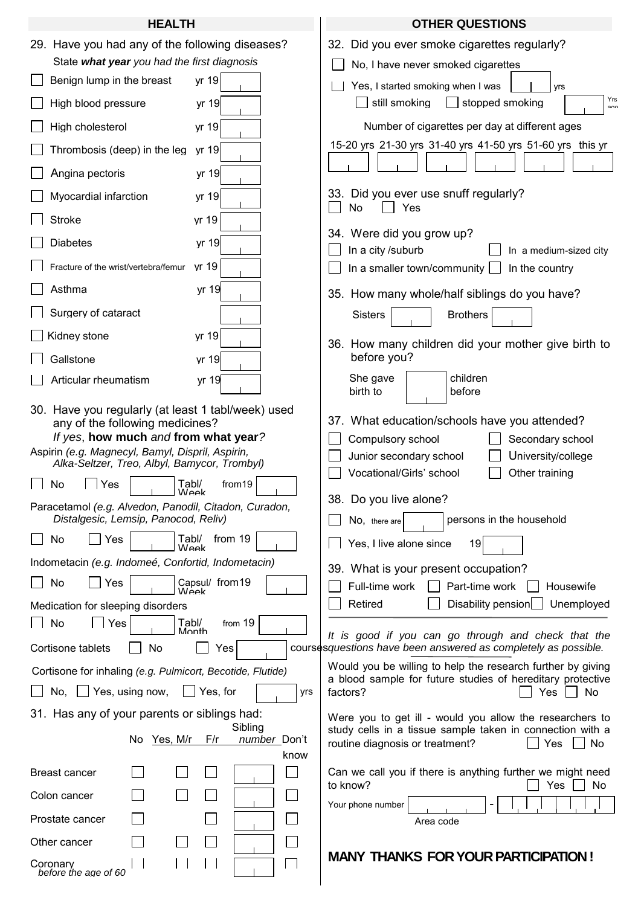## HEALTH

29. Have you had any of the following diseases?
State ***what year*** *you had the first diagnosis*

- ☐ Benign lump in the breast yr 19
- ☐ High blood pressure yr 19
- ☐ High cholesterol yr 19
- ☐ Thrombosis (deep) in the leg yr 19
- ☐ Angina pectoris yr 19
- ☐ Myocardial infarction yr 19
- ☐ Stroke yr 19
- ☐ Diabetes yr 19
- ☐ Fracture of the wrist/vertebra/femur yr 19
- ☐ Asthma yr 19
- ☐ Surgery of cataract
- ☐ Kidney stone yr 19
- ☐ Gallstone yr 19
- ☐ Articular rheumatism yr 19

30. Have you regularly (at least 1 tabl/week) used any of the following medicines?
*If yes*, **how much** *and* **from what year***?*

Aspirin *(e.g. Magnecyl, Bamyl, Dispril, Aspirin, Alka-Seltzer, Treo, Albyl, Bamycor, Trombyl)*

☐ No ☐ Yes ___ Tabl/Week from19 ___

Paracetamol *(e.g. Alvedon, Panodil, Citadon, Curadon, Distalgesic, Lemsip, Panocod, Reliv)*

☐ No ☐ Yes ___ Tabl/Week from 19 ___

Indometacin *(e.g. Indomeé, Confortid, Indometacin)*

☐ No ☐ Yes ___ Capsul/Week from19 ___

Medication for sleeping disorders

☐ No ☐ Yes ___ Tabl/Month from 19 ___

Cortisone tablets ☐ No ☐ Yes ___ courses

Cortisone for inhaling *(e.g. Pulmicort, Becotide, Flutide)*

☐ No, ☐ Yes, using now, ☐ Yes, for ___ yrs

31. Has any of your parents or siblings had:

| | No | Yes, M/r | F/r | Sibling number | Don't know |
|---|---|---|---|---|---|
| Breast cancer | ☐ | ☐ | ☐ | | ☐ |
| Colon cancer | ☐ | ☐ | ☐ | | ☐ |
| Prostate cancer | ☐ | | ☐ | | ☐ |
| Other cancer | ☐ | ☐ | ☐ | | ☐ |
| Coronary *before the age of 60* | ☐ | ☐ | ☐ | | ☐ |

## OTHER QUESTIONS

32. Did you ever smoke cigarettes regularly?

☐ No, I have never smoked cigarettes

☐ Yes, I started smoking when I was ___ yrs

☐ still smoking ☐ stopped smoking ___ Yrs ago

Number of cigarettes per day at different ages

| 15-20 yrs | 21-30 yrs | 31-40 yrs | 41-50 yrs | 51-60 yrs | this yr |
|---|---|---|---|---|---|
| | | | | | |

33. Did you ever use snuff regularly?

☐ No ☐ Yes

34. Were did you grow up?

☐ In a city /suburb ☐ In a medium-sized city
☐ In a smaller town/community ☐ In the country

35. How many whole/half siblings do you have?

Sisters ___ Brothers ___

36. How many children did your mother give birth to before you?

She gave birth to ___ children before

37. What education/schools have you attended?

☐ Compulsory school ☐ Secondary school
☐ Junior secondary school ☐ University/college
☐ Vocational/Girls' school ☐ Other training

38. Do you live alone?

☐ No, there are ___ persons in the household
☐ Yes, I live alone since 19___

39. What is your present occupation?

☐ Full-time work ☐ Part-time work ☐ Housewife
☐ Retired ☐ Disability pension ☐ Unemployed

*It is good if you can go through and check that the questions have been answered as completely as possible.*

Would you be willing to help the research further by giving a blood sample for future studies of hereditary protective factors? ☐ Yes ☐ No

Were you to get ill - would you allow the researchers to study cells in a tissue sample taken in connection with a routine diagnosis or treatment? ☐ Yes ☐ No

Can we call you if there is anything further we might need to know? ☐ Yes ☐ No

Your phone number ___ - ___
Area code

**MANY THANKS FOR YOUR PARTICIPATION!**